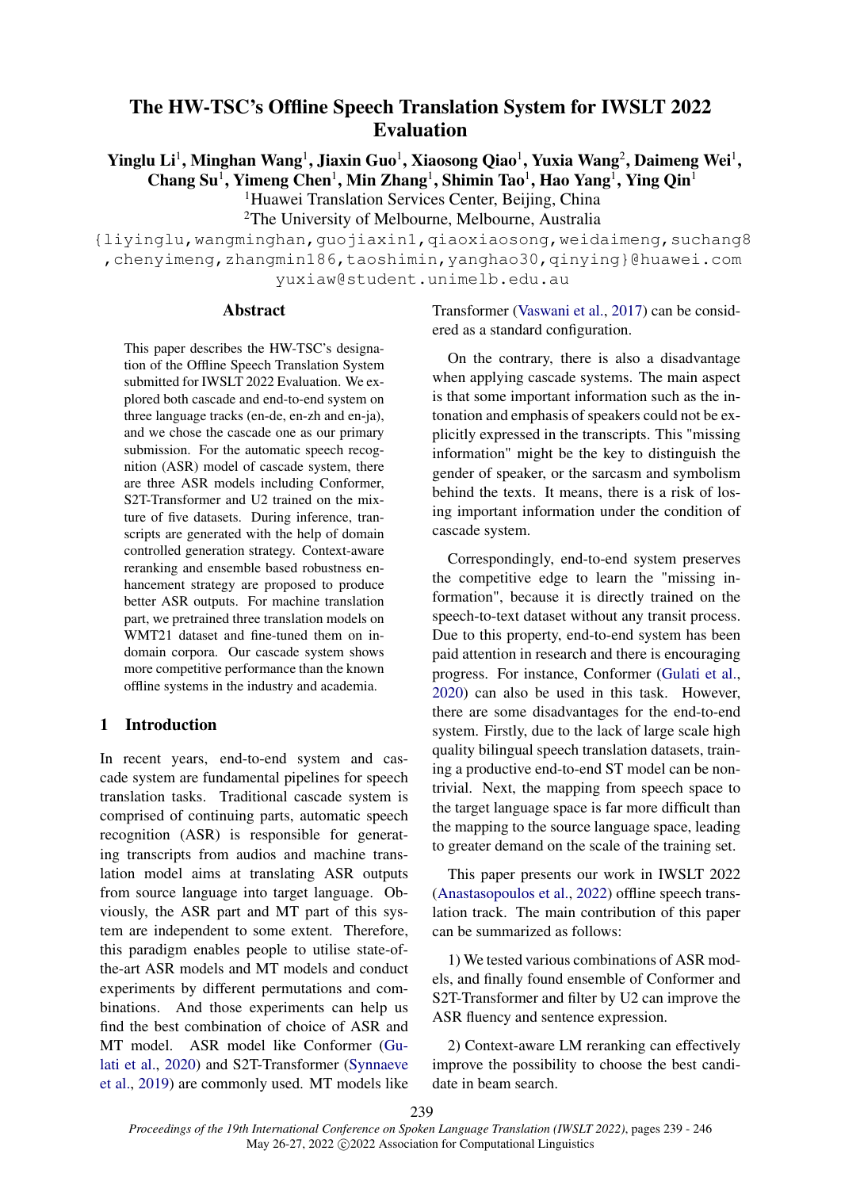# The HW-TSC's Offline Speech Translation System for IWSLT 2022 Evaluation

**Yinglu Li[1], Minghan Wang[1], Jiaxin Guo[1], Xiaosong Qiao[1], Yuxia Wang[2], Daimeng Wei[1], Chang Su[1], Yimeng Chen[1], Min Zhang[1], Shimin Tao[1], Hao Yang[1], Ying Qin[1]**

[1]Huawei Translation Services Center, Beijing, China

[2]The University of Melbourne, Melbourne, Australia

{liyinglu,wangminghan,guojiaxin1,qiaoxiaosong,weidaimeng,suchang8,chenyimeng,zhangmin186,taoshimin,yanghao30,qinying}@huawei.com

yuxiaw@student.unimelb.edu.au

## Abstract

This paper describes the HW-TSC's designation of the Offline Speech Translation System submitted for IWSLT 2022 Evaluation. We explored both cascade and end-to-end system on three language tracks (en-de, en-zh and en-ja), and we chose the cascade one as our primary submission. For the automatic speech recognition (ASR) model of cascade system, there are three ASR models including Conformer, S2T-Transformer and U2 trained on the mixture of five datasets. During inference, transcripts are generated with the help of domain controlled generation strategy. Context-aware reranking and ensemble based robustness enhancement strategy are proposed to produce better ASR outputs. For machine translation part, we pretrained three translation models on WMT21 dataset and fine-tuned them on in-domain corpora. Our cascade system shows more competitive performance than the known offline systems in the industry and academia.

## 1 Introduction

In recent years, end-to-end system and cascade system are fundamental pipelines for speech translation tasks. Traditional cascade system is comprised of continuing parts, automatic speech recognition (ASR) is responsible for generating transcripts from audios and machine translation model aims at translating ASR outputs from source language into target language. Obviously, the ASR part and MT part of this system are independent to some extent. Therefore, this paradigm enables people to utilise state-of-the-art ASR models and MT models and conduct experiments by different permutations and combinations. And those experiments can help us find the best combination of choice of ASR and MT model. ASR model like Conformer (Gulati et al., 2020) and S2T-Transformer (Synnaeve et al., 2019) are commonly used. MT models like Transformer (Vaswani et al., 2017) can be considered as a standard configuration.

On the contrary, there is also a disadvantage when applying cascade systems. The main aspect is that some important information such as the intonation and emphasis of speakers could not be explicitly expressed in the transcripts. This "missing information" might be the key to distinguish the gender of speaker, or the sarcasm and symbolism behind the texts. It means, there is a risk of losing important information under the condition of cascade system.

Correspondingly, end-to-end system preserves the competitive edge to learn the "missing information", because it is directly trained on the speech-to-text dataset without any transit process. Due to this property, end-to-end system has been paid attention in research and there is encouraging progress. For instance, Conformer (Gulati et al., 2020) can also be used in this task. However, there are some disadvantages for the end-to-end system. Firstly, due to the lack of large scale high quality bilingual speech translation datasets, training a productive end-to-end ST model can be nontrivial. Next, the mapping from speech space to the target language space is far more difficult than the mapping to the source language space, leading to greater demand on the scale of the training set.

This paper presents our work in IWSLT 2022 (Anastasopoulos et al., 2022) offline speech translation track. The main contribution of this paper can be summarized as follows:

1) We tested various combinations of ASR models, and finally found ensemble of Conformer and S2T-Transformer and filter by U2 can improve the ASR fluency and sentence expression.

2) Context-aware LM reranking can effectively improve the possibility to choose the best candidate in beam search.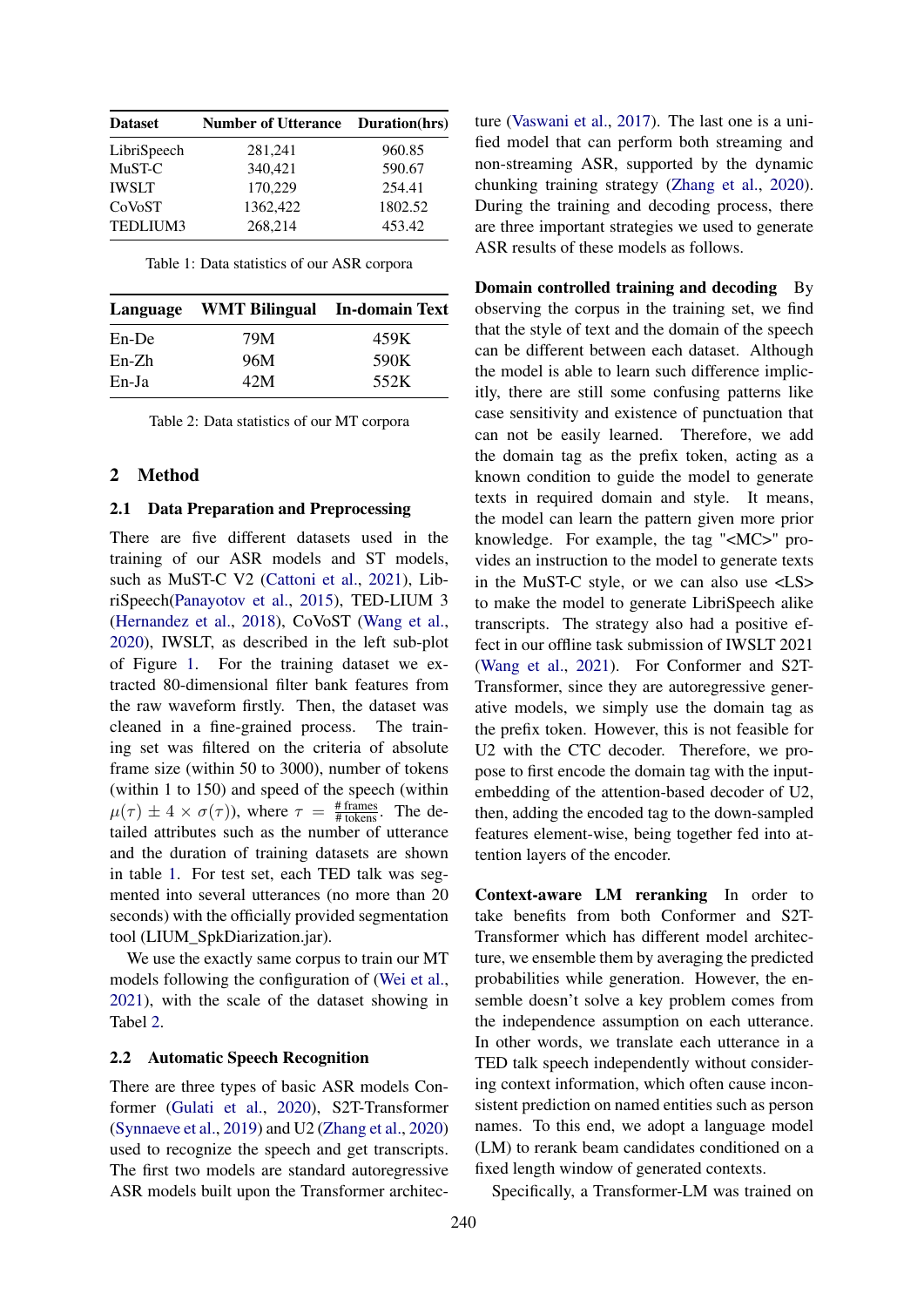| Dataset | Number of Utterance | Duration(hrs) |
|---|---|---|
| LibriSpeech | 281,241 | 960.85 |
| MuST-C | 340,421 | 590.67 |
| IWSLT | 170,229 | 254.41 |
| CoVoST | 1362,422 | 1802.52 |
| TEDLIUM3 | 268,214 | 453.42 |

Table 1: Data statistics of our ASR corpora

| Language | WMT Bilingual | In-domain Text |
|---|---|---|
| En-De | 79M | 459K |
| En-Zh | 96M | 590K |
| En-Ja | 42M | 552K |

Table 2: Data statistics of our MT corpora

## 2 Method

### 2.1 Data Preparation and Preprocessing

There are five different datasets used in the training of our ASR models and ST models, such as MuST-C V2 (Cattoni et al., 2021), LibriSpeech(Panayotov et al., 2015), TED-LIUM 3 (Hernandez et al., 2018), CoVoST (Wang et al., 2020), IWSLT, as described in the left sub-plot of Figure 1. For the training dataset we extracted 80-dimensional filter bank features from the raw waveform firstly. Then, the dataset was cleaned in a fine-grained process. The training set was filtered on the criteria of absolute frame size (within 50 to 3000), number of tokens (within 1 to 150) and speed of the speech (within $\mu(\tau) \pm 4 \times \sigma(\tau)$), where $\tau = \frac{\#\,\text{frames}}{\#\,\text{tokens}}$. The detailed attributes such as the number of utterance and the duration of training datasets are shown in table 1. For test set, each TED talk was segmented into several utterances (no more than 20 seconds) with the officially provided segmentation tool (LIUM_SpkDiarization.jar).

We use the exactly same corpus to train our MT models following the configuration of (Wei et al., 2021), with the scale of the dataset showing in Tabel 2.

### 2.2 Automatic Speech Recognition

There are three types of basic ASR models Conformer (Gulati et al., 2020), S2T-Transformer (Synnaeve et al., 2019) and U2 (Zhang et al., 2020) used to recognize the speech and get transcripts. The first two models are standard autoregressive ASR models built upon the Transformer architecture (Vaswani et al., 2017). The last one is a unified model that can perform both streaming and non-streaming ASR, supported by the dynamic chunking training strategy (Zhang et al., 2020). During the training and decoding process, there are three important strategies we used to generate ASR results of these models as follows.

**Domain controlled training and decoding** By observing the corpus in the training set, we find that the style of text and the domain of the speech can be different between each dataset. Although the model is able to learn such difference implicitly, there are still some confusing patterns like case sensitivity and existence of punctuation that can not be easily learned. Therefore, we add the domain tag as the prefix token, acting as a known condition to guide the model to generate texts in required domain and style. It means, the model can learn the pattern given more prior knowledge. For example, the tag "<MC>" provides an instruction to the model to generate texts in the MuST-C style, or we can also use <LS> to make the model to generate LibriSpeech alike transcripts. The strategy also had a positive effect in our offline task submission of IWSLT 2021 (Wang et al., 2021). For Conformer and S2T-Transformer, since they are autoregressive generative models, we simply use the domain tag as the prefix token. However, this is not feasible for U2 with the CTC decoder. Therefore, we propose to first encode the domain tag with the input-embedding of the attention-based decoder of U2, then, adding the encoded tag to the down-sampled features element-wise, being together fed into attention layers of the encoder.

**Context-aware LM reranking** In order to take benefits from both Conformer and S2T-Transformer which has different model architecture, we ensemble them by averaging the predicted probabilities while generation. However, the ensemble doesn't solve a key problem comes from the independence assumption on each utterance. In other words, we translate each utterance in a TED talk speech independently without considering context information, which often cause inconsistent prediction on named entities such as person names. To this end, we adopt a language model (LM) to rerank beam candidates conditioned on a fixed length window of generated contexts.

Specifically, a Transformer-LM was trained on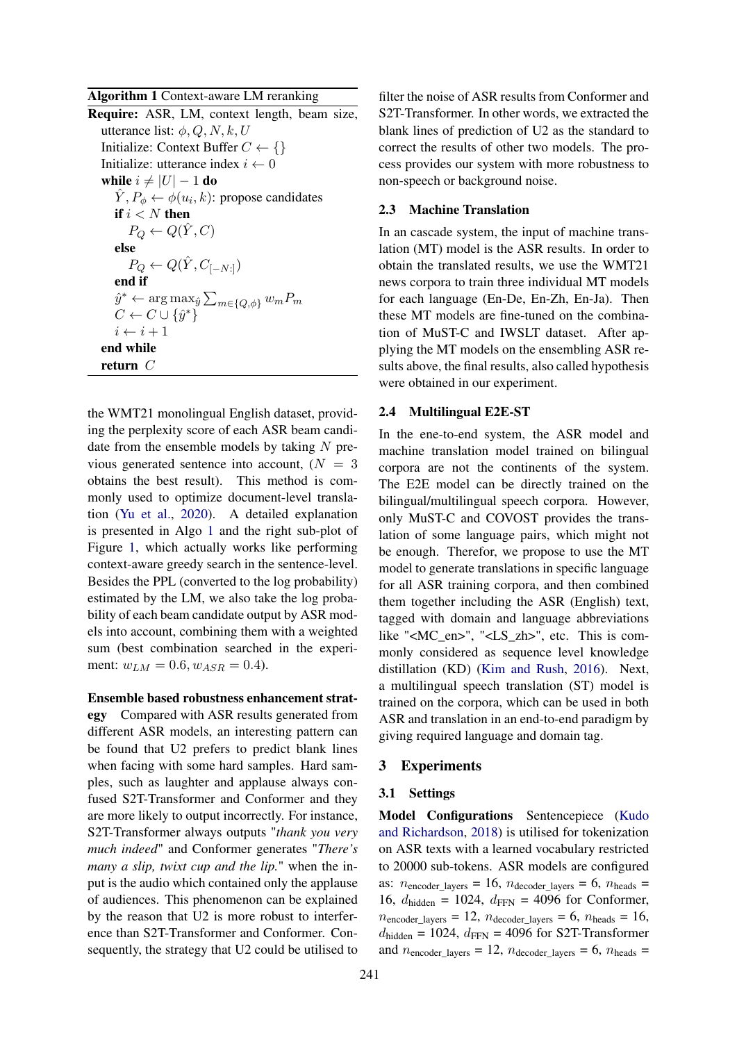**Algorithm 1** Context-aware LM reranking

**Require:** ASR, LM, context length, beam size, utterance list: $\phi, Q, N, k, U$
  Initialize: Context Buffer $C \leftarrow \{\}$
  Initialize: utterance index $i \leftarrow 0$
  **while** $i \neq |U| - 1$ **do**
    $\hat{Y}, P_\phi \leftarrow \phi(u_i, k)$: propose candidates
    **if** $i < N$ **then**
      $P_Q \leftarrow Q(\hat{Y}, C)$
    **else**
      $P_Q \leftarrow Q(\hat{Y}, C_{[-N:]})$
    **end if**
    $\hat{y}^* \leftarrow \arg\max_{\hat{y}} \sum_{m \in \{Q,\phi\}} w_m P_m$
    $C \leftarrow C \cup \{\hat{y}^*\}$
    $i \leftarrow i + 1$
  **end while**
  **return** $C$

the WMT21 monolingual English dataset, providing the perplexity score of each ASR beam candidate from the ensemble models by taking $N$ previous generated sentence into account, ($N = 3$ obtains the best result). This method is commonly used to optimize document-level translation (Yu et al., 2020). A detailed explanation is presented in Algo 1 and the right sub-plot of Figure 1, which actually works like performing context-aware greedy search in the sentence-level. Besides the PPL (converted to the log probability) estimated by the LM, we also take the log probability of each beam candidate output by ASR models into account, combining them with a weighted sum (best combination searched in the experiment: $w_{LM} = 0.6, w_{ASR} = 0.4$).

**Ensemble based robustness enhancement strategy** Compared with ASR results generated from different ASR models, an interesting pattern can be found that U2 prefers to predict blank lines when facing with some hard samples. Hard samples, such as laughter and applause always confused S2T-Transformer and Conformer and they are more likely to output incorrectly. For instance, S2T-Transformer always outputs "*thank you very much indeed*" and Conformer generates "*There's many a slip, twixt cup and the lip.*" when the input is the audio which contained only the applause of audiences. This phenomenon can be explained by the reason that U2 is more robust to interference than S2T-Transformer and Conformer. Consequently, the strategy that U2 could be utilised to filter the noise of ASR results from Conformer and S2T-Transformer. In other words, we extracted the blank lines of prediction of U2 as the standard to correct the results of other two models. The process provides our system with more robustness to non-speech or background noise.

### 2.3 Machine Translation

In an cascade system, the input of machine translation (MT) model is the ASR results. In order to obtain the translated results, we use the WMT21 news corpora to train three individual MT models for each language (En-De, En-Zh, En-Ja). Then these MT models are fine-tuned on the combination of MuST-C and IWSLT dataset. After applying the MT models on the ensembling ASR results above, the final results, also called hypothesis were obtained in our experiment.

### 2.4 Multilingual E2E-ST

In the ene-to-end system, the ASR model and machine translation model trained on bilingual corpora are not the continents of the system. The E2E model can be directly trained on the bilingual/multilingual speech corpora. However, only MuST-C and COVOST provides the translation of some language pairs, which might not be enough. Therefor, we propose to use the MT model to generate translations in specific language for all ASR training corpora, and then combined them together including the ASR (English) text, tagged with domain and language abbreviations like "<MC_en>", "<LS_zh>", etc. This is commonly considered as sequence level knowledge distillation (KD) (Kim and Rush, 2016). Next, a multilingual speech translation (ST) model is trained on the corpora, which can be used in both ASR and translation in an end-to-end paradigm by giving required language and domain tag.

## 3 Experiments

### 3.1 Settings

**Model Configurations** Sentencepiece (Kudo and Richardson, 2018) is utilised for tokenization on ASR texts with a learned vocabulary restricted to 20000 sub-tokens. ASR models are configured as: $n_{\text{encoder\_layers}} = 16$, $n_{\text{decoder\_layers}} = 6$, $n_{\text{heads}} = 16$, $d_{\text{hidden}} = 1024$, $d_{\text{FFN}} = 4096$ for Conformer, $n_{\text{encoder\_layers}} = 12$, $n_{\text{decoder\_layers}} = 6$, $n_{\text{heads}} = 16$, $d_{\text{hidden}} = 1024$, $d_{\text{FFN}} = 4096$ for S2T-Transformer and $n_{\text{encoder\_layers}} = 12$, $n_{\text{decoder\_layers}} = 6$, $n_{\text{heads}} =$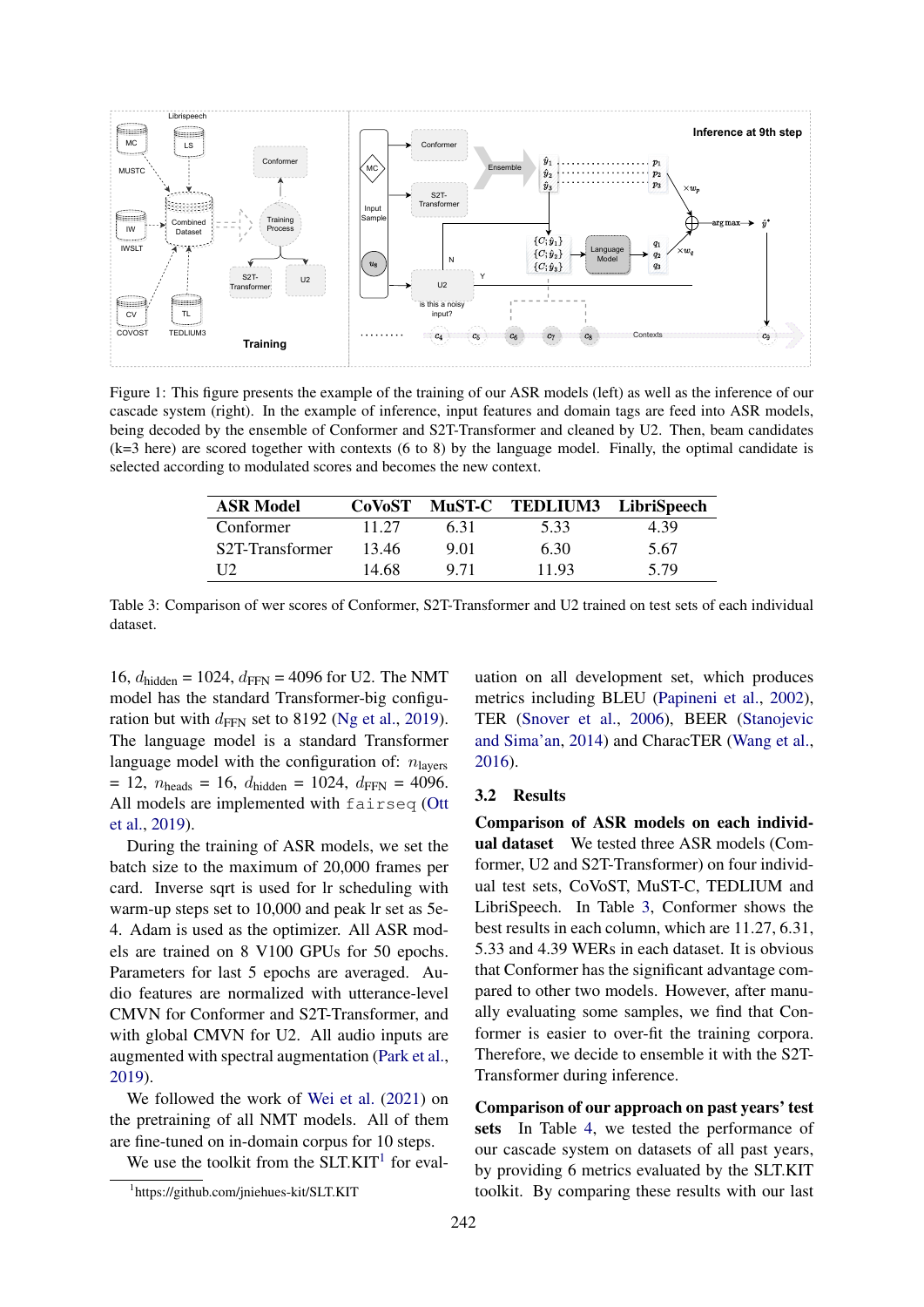Figure 1: This figure presents the example of the training of our ASR models (left) as well as the inference of our cascade system (right). In the example of inference, input features and domain tags are feed into ASR models, being decoded by the ensemble of Conformer and S2T-Transformer and cleaned by U2. Then, beam candidates (k=3 here) are scored together with contexts (6 to 8) by the language model. Finally, the optimal candidate is selected according to modulated scores and becomes the new context.

| ASR Model | CoVoST | MuST-C | TEDLIUM3 | LibriSpeech |
|---|---|---|---|---|
| Conformer | 11.27 | 6.31 | 5.33 | 4.39 |
| S2T-Transformer | 13.46 | 9.01 | 6.30 | 5.67 |
| U2 | 14.68 | 9.71 | 11.93 | 5.79 |

Table 3: Comparison of wer scores of Conformer, S2T-Transformer and U2 trained on test sets of each individual dataset.

16, $d_{\text{hidden}}$ = 1024, $d_{\text{FFN}}$ = 4096 for U2. The NMT model has the standard Transformer-big configuration but with $d_{\text{FFN}}$ set to 8192 (Ng et al., 2019). The language model is a standard Transformer language model with the configuration of: $n_{\text{layers}}$ = 12, $n_{\text{heads}}$ = 16, $d_{\text{hidden}}$ = 1024, $d_{\text{FFN}}$ = 4096. All models are implemented with `fairseq` (Ott et al., 2019).

During the training of ASR models, we set the batch size to the maximum of 20,000 frames per card. Inverse sqrt is used for lr scheduling with warm-up steps set to 10,000 and peak lr set as 5e-4. Adam is used as the optimizer. All ASR models are trained on 8 V100 GPUs for 50 epochs. Parameters for last 5 epochs are averaged. Audio features are normalized with utterance-level CMVN for Conformer and S2T-Transformer, and with global CMVN for U2. All audio inputs are augmented with spectral augmentation (Park et al., 2019).

We followed the work of Wei et al. (2021) on the pretraining of all NMT models. All of them are fine-tuned on in-domain corpus for 10 steps.

We use the toolkit from the SLT.KIT[1] for evaluation on all development set, which produces metrics including BLEU (Papineni et al., 2002), TER (Snover et al., 2006), BEER (Stanojevic and Sima'an, 2014) and CharacTER (Wang et al., 2016).

[1] https://github.com/jniehues-kit/SLT.KIT

### 3.2 Results

**Comparison of ASR models on each individual dataset** We tested three ASR models (Conformer, U2 and S2T-Transformer) on four individual test sets, CoVoST, MuST-C, TEDLIUM and LibriSpeech. In Table 3, Conformer shows the best results in each column, which are 11.27, 6.31, 5.33 and 4.39 WERs in each dataset. It is obvious that Conformer has the significant advantage compared to other two models. However, after manually evaluating some samples, we find that Conformer is easier to over-fit the training corpora. Therefore, we decide to ensemble it with the S2T-Transformer during inference.

**Comparison of our approach on past years' test sets** In Table 4, we tested the performance of our cascade system on datasets of all past years, by providing 6 metrics evaluated by the SLT.KIT toolkit. By comparing these results with our last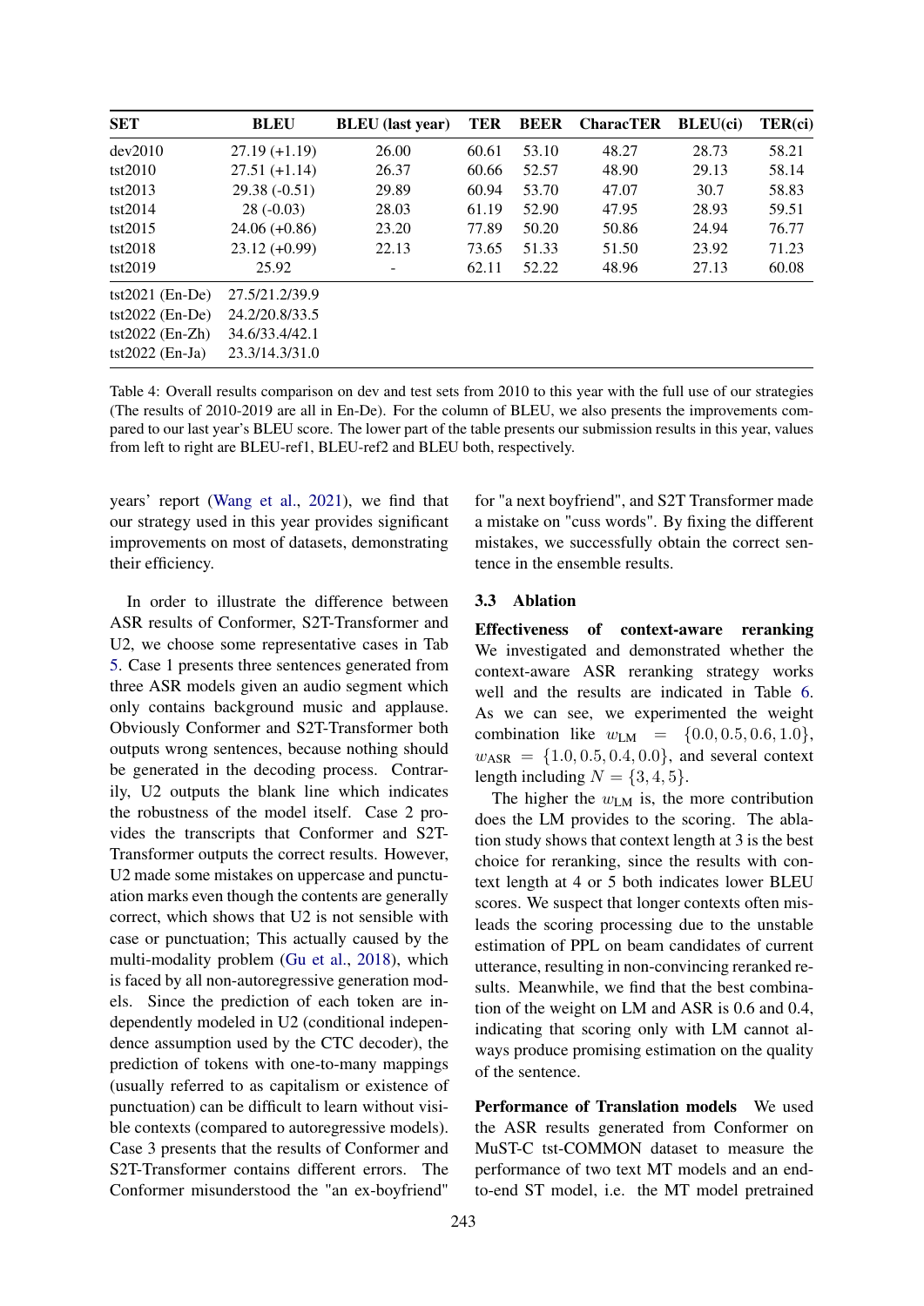| SET | BLEU | BLEU (last year) | TER | BEER | CharacTER | BLEU(ci) | TER(ci) |
|---|---|---|---|---|---|---|---|
| dev2010 | 27.19 (+1.19) | 26.00 | 60.61 | 53.10 | 48.27 | 28.73 | 58.21 |
| tst2010 | 27.51 (+1.14) | 26.37 | 60.66 | 52.57 | 48.90 | 29.13 | 58.14 |
| tst2013 | 29.38 (-0.51) | 29.89 | 60.94 | 53.70 | 47.07 | 30.7 | 58.83 |
| tst2014 | 28 (-0.03) | 28.03 | 61.19 | 52.90 | 47.95 | 28.93 | 59.51 |
| tst2015 | 24.06 (+0.86) | 23.20 | 77.89 | 50.20 | 50.86 | 24.94 | 76.77 |
| tst2018 | 23.12 (+0.99) | 22.13 | 73.65 | 51.33 | 51.50 | 23.92 | 71.23 |
| tst2019 | 25.92 | - | 62.11 | 52.22 | 48.96 | 27.13 | 60.08 |
| tst2021 (En-De) | 27.5/21.2/39.9 | | | | | | |
| tst2022 (En-De) | 24.2/20.8/33.5 | | | | | | |
| tst2022 (En-Zh) | 34.6/33.4/42.1 | | | | | | |
| tst2022 (En-Ja) | 23.3/14.3/31.0 | | | | | | |

Table 4: Overall results comparison on dev and test sets from 2010 to this year with the full use of our strategies (The results of 2010-2019 are all in En-De). For the column of BLEU, we also presents the improvements compared to our last year's BLEU score. The lower part of the table presents our submission results in this year, values from left to right are BLEU-ref1, BLEU-ref2 and BLEU both, respectively.

years' report (Wang et al., 2021), we find that our strategy used in this year provides significant improvements on most of datasets, demonstrating their efficiency.

In order to illustrate the difference between ASR results of Conformer, S2T-Transformer and U2, we choose some representative cases in Tab 5. Case 1 presents three sentences generated from three ASR models given an audio segment which only contains background music and applause. Obviously Conformer and S2T-Transformer both outputs wrong sentences, because nothing should be generated in the decoding process. Contrarily, U2 outputs the blank line which indicates the robustness of the model itself. Case 2 provides the transcripts that Conformer and S2T-Transformer outputs the correct results. However, U2 made some mistakes on uppercase and punctuation marks even though the contents are generally correct, which shows that U2 is not sensible with case or punctuation; This actually caused by the multi-modality problem (Gu et al., 2018), which is faced by all non-autoregressive generation models. Since the prediction of each token are independently modeled in U2 (conditional independence assumption used by the CTC decoder), the prediction of tokens with one-to-many mappings (usually referred to as capitalism or existence of punctuation) can be difficult to learn without visible contexts (compared to autoregressive models). Case 3 presents that the results of Conformer and S2T-Transformer contains different errors. The Conformer misunderstood the "an ex-boyfriend" for "a next boyfriend", and S2T Transformer made a mistake on "cuss words". By fixing the different mistakes, we successfully obtain the correct sentence in the ensemble results.

### 3.3 Ablation

**Effectiveness of context-aware reranking** We investigated and demonstrated whether the context-aware ASR reranking strategy works well and the results are indicated in Table 6. As we can see, we experimented the weight combination like $w_{\text{LM}} = \{0.0, 0.5, 0.6, 1.0\}$, $w_{\text{ASR}} = \{1.0, 0.5, 0.4, 0.0\}$, and several context length including $N = \{3, 4, 5\}$.

The higher the $w_{\text{LM}}$ is, the more contribution does the LM provides to the scoring. The ablation study shows that context length at 3 is the best choice for reranking, since the results with context length at 4 or 5 both indicates lower BLEU scores. We suspect that longer contexts often misleads the scoring processing due to the unstable estimation of PPL on beam candidates of current utterance, resulting in non-convincing reranked results. Meanwhile, we find that the best combination of the weight on LM and ASR is 0.6 and 0.4, indicating that scoring only with LM cannot always produce promising estimation on the quality of the sentence.

**Performance of Translation models** We used the ASR results generated from Conformer on MuST-C tst-COMMON dataset to measure the performance of two text MT models and an end-to-end ST model, i.e. the MT model pretrained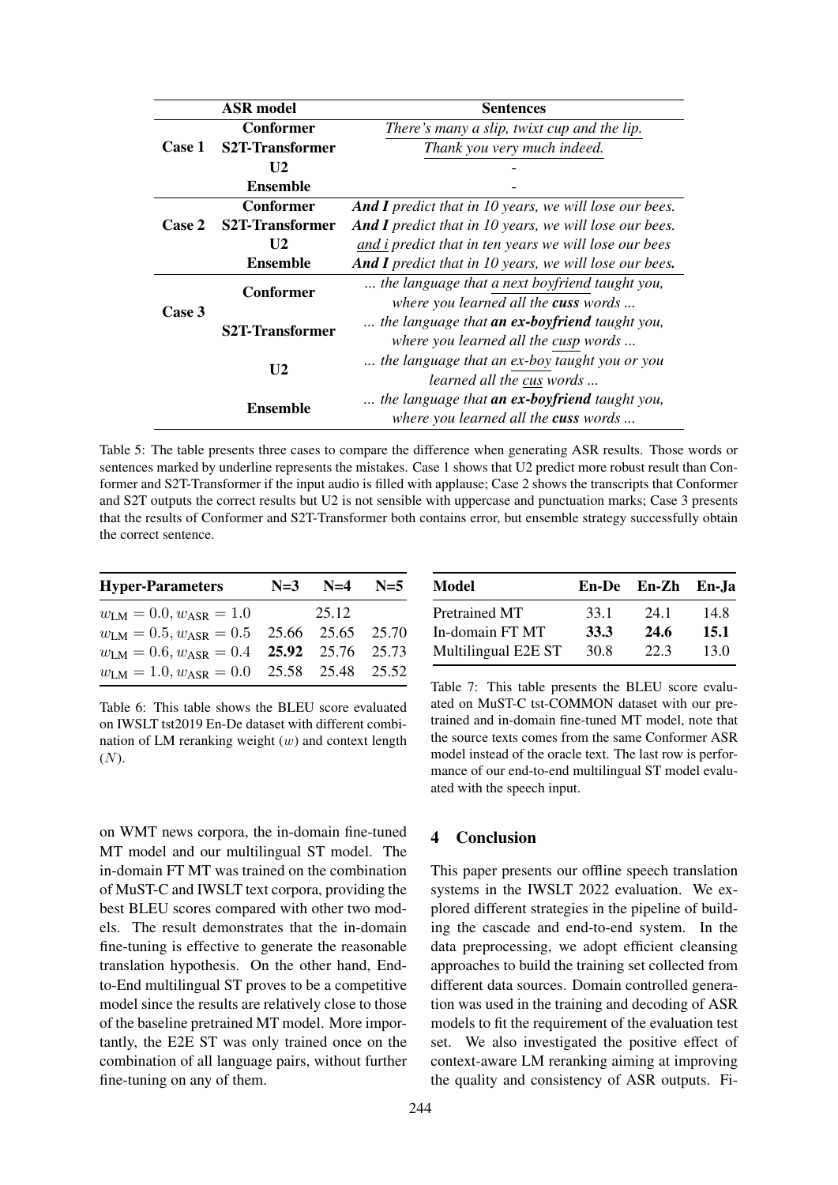| | ASR model | Sentences |
|---|---|---|
| Case 1 | Conformer | There's many a slip, twixt cup and the lip. |
| | S2T-Transformer | Thank you very much indeed. |
| | U2 | - |
| | Ensemble | - |
| Case 2 | Conformer | ***And I*** *predict that in 10 years, we will lose our bees.* |
| | S2T-Transformer | ***And I*** *predict that in 10 years, we will lose our bees.* |
| | U2 | *and i predict that in ten years we will lose our bees* |
| | Ensemble | ***And I*** *predict that in 10 years, we will lose our bees**.*** |
| Case 3 | Conformer | *... the language that a next boyfriend taught you, where you learned all the* ***cuss*** *words ...* |
| | S2T-Transformer | *... the language that* ***an ex-boyfriend*** *taught you, where you learned all the cusp words ...* |
| | U2 | *... the language that an ex-boy taught you or you learned all the cus words ...* |
| | Ensemble | *... the language that* ***an ex-boyfriend*** *taught you, where you learned all the* ***cuss*** *words ...* |

Table 5: The table presents three cases to compare the difference when generating ASR results. Those words or sentences marked by underline represents the mistakes. Case 1 shows that U2 predict more robust result than Conformer and S2T-Transformer if the input audio is filled with applause; Case 2 shows the transcripts that Conformer and S2T outputs the correct results but U2 is not sensible with uppercase and punctuation marks; Case 3 presents that the results of Conformer and S2T-Transformer both contains error, but ensemble strategy successfully obtain the correct sentence.

| Hyper-Parameters | N=3 | N=4 | N=5 |
|---|---|---|---|
| $w_{\text{LM}} = 0.0, w_{\text{ASR}} = 1.0$ | | 25.12 | |
| $w_{\text{LM}} = 0.5, w_{\text{ASR}} = 0.5$ | 25.66 | 25.65 | 25.70 |
| $w_{\text{LM}} = 0.6, w_{\text{ASR}} = 0.4$ | **25.92** | 25.76 | 25.73 |
| $w_{\text{LM}} = 1.0, w_{\text{ASR}} = 0.0$ | 25.58 | 25.48 | 25.52 |

Table 6: This table shows the BLEU score evaluated on IWSLT tst2019 En-De dataset with different combination of LM reranking weight ($w$) and context length ($N$).

| Model | En-De | En-Zh | En-Ja |
|---|---|---|---|
| Pretrained MT | 33.1 | 24.1 | 14.8 |
| In-domain FT MT | **33.3** | **24.6** | **15.1** |
| Multilingual E2E ST | 30.8 | 22.3 | 13.0 |

Table 7: This table presents the BLEU score evaluated on MuST-C tst-COMMON dataset with our pretrained and in-domain fine-tuned MT model, note that the source texts comes from the same Conformer ASR model instead of the oracle text. The last row is performance of our end-to-end multilingual ST model evaluated with the speech input.

on WMT news corpora, the in-domain fine-tuned MT model and our multilingual ST model. The in-domain FT MT was trained on the combination of MuST-C and IWSLT text corpora, providing the best BLEU scores compared with other two models. The result demonstrates that the in-domain fine-tuning is effective to generate the reasonable translation hypothesis. On the other hand, End-to-End multilingual ST proves to be a competitive model since the results are relatively close to those of the baseline pretrained MT model. More importantly, the E2E ST was only trained once on the combination of all language pairs, without further fine-tuning on any of them.

## 4 Conclusion

This paper presents our offline speech translation systems in the IWSLT 2022 evaluation. We explored different strategies in the pipeline of building the cascade and end-to-end system. In the data preprocessing, we adopt efficient cleansing approaches to build the training set collected from different data sources. Domain controlled generation was used in the training and decoding of ASR models to fit the requirement of the evaluation test set. We also investigated the positive effect of context-aware LM reranking aiming at improving the quality and consistency of ASR outputs. Fi-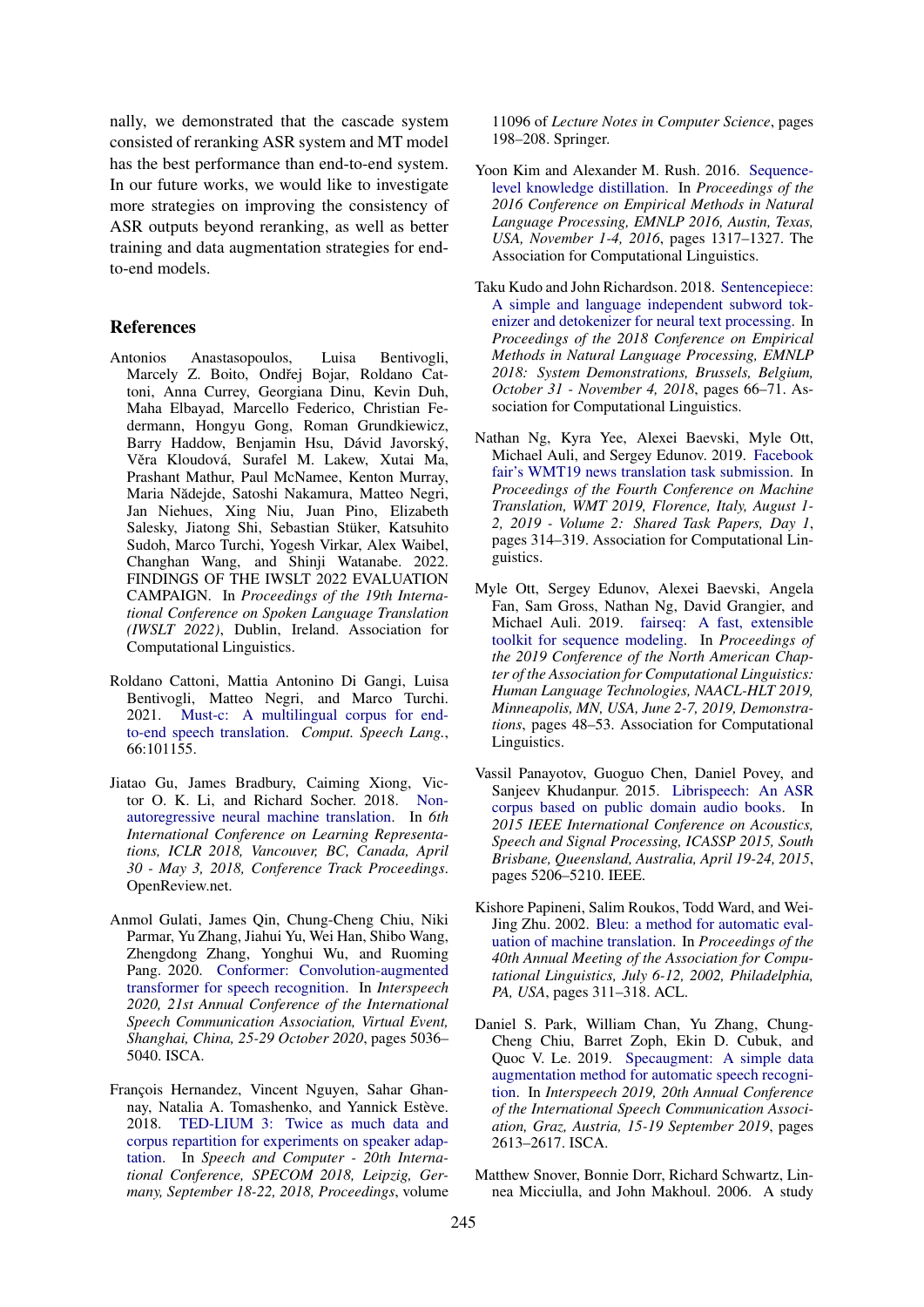nally, we demonstrated that the cascade system consisted of reranking ASR system and MT model has the best performance than end-to-end system. In our future works, we would like to investigate more strategies on improving the consistency of ASR outputs beyond reranking, as well as better training and data augmentation strategies for end-to-end models.

## References

Antonios Anastasopoulos, Luisa Bentivogli, Marcely Z. Boito, Ondřej Bojar, Roldano Cattoni, Anna Currey, Georgiana Dinu, Kevin Duh, Maha Elbayad, Marcello Federico, Christian Federmann, Hongyu Gong, Roman Grundkiewicz, Barry Haddow, Benjamin Hsu, Dávid Javorský, Věra Kloudová, Surafel M. Lakew, Xutai Ma, Prashant Mathur, Paul McNamee, Kenton Murray, Maria Nădejde, Satoshi Nakamura, Matteo Negri, Jan Niehues, Xing Niu, Juan Pino, Elizabeth Salesky, Jiatong Shi, Sebastian Stüker, Katsuhito Sudoh, Marco Turchi, Yogesh Virkar, Alex Waibel, Changhan Wang, and Shinji Watanabe. 2022. FINDINGS OF THE IWSLT 2022 EVALUATION CAMPAIGN. In *Proceedings of the 19th International Conference on Spoken Language Translation (IWSLT 2022)*, Dublin, Ireland. Association for Computational Linguistics.

Roldano Cattoni, Mattia Antonino Di Gangi, Luisa Bentivogli, Matteo Negri, and Marco Turchi. 2021. Must-c: A multilingual corpus for end-to-end speech translation. *Comput. Speech Lang.*, 66:101155.

Jiatao Gu, James Bradbury, Caiming Xiong, Victor O. K. Li, and Richard Socher. 2018. Non-autoregressive neural machine translation. In *6th International Conference on Learning Representations, ICLR 2018, Vancouver, BC, Canada, April 30 - May 3, 2018, Conference Track Proceedings*. OpenReview.net.

Anmol Gulati, James Qin, Chung-Cheng Chiu, Niki Parmar, Yu Zhang, Jiahui Yu, Wei Han, Shibo Wang, Zhengdong Zhang, Yonghui Wu, and Ruoming Pang. 2020. Conformer: Convolution-augmented transformer for speech recognition. In *Interspeech 2020, 21st Annual Conference of the International Speech Communication Association, Virtual Event, Shanghai, China, 25-29 October 2020*, pages 5036–5040. ISCA.

François Hernandez, Vincent Nguyen, Sahar Ghannay, Natalia A. Tomashenko, and Yannick Estève. 2018. TED-LIUM 3: Twice as much data and corpus repartition for experiments on speaker adaptation. In *Speech and Computer - 20th International Conference, SPECOM 2018, Leipzig, Germany, September 18-22, 2018, Proceedings*, volume 11096 of *Lecture Notes in Computer Science*, pages 198–208. Springer.

Yoon Kim and Alexander M. Rush. 2016. Sequence-level knowledge distillation. In *Proceedings of the 2016 Conference on Empirical Methods in Natural Language Processing, EMNLP 2016, Austin, Texas, USA, November 1-4, 2016*, pages 1317–1327. The Association for Computational Linguistics.

Taku Kudo and John Richardson. 2018. Sentencepiece: A simple and language independent subword tokenizer and detokenizer for neural text processing. In *Proceedings of the 2018 Conference on Empirical Methods in Natural Language Processing, EMNLP 2018: System Demonstrations, Brussels, Belgium, October 31 - November 4, 2018*, pages 66–71. Association for Computational Linguistics.

Nathan Ng, Kyra Yee, Alexei Baevski, Myle Ott, Michael Auli, and Sergey Edunov. 2019. Facebook fair's WMT19 news translation task submission. In *Proceedings of the Fourth Conference on Machine Translation, WMT 2019, Florence, Italy, August 1-2, 2019 - Volume 2: Shared Task Papers, Day 1*, pages 314–319. Association for Computational Linguistics.

Myle Ott, Sergey Edunov, Alexei Baevski, Angela Fan, Sam Gross, Nathan Ng, David Grangier, and Michael Auli. 2019. fairseq: A fast, extensible toolkit for sequence modeling. In *Proceedings of the 2019 Conference of the North American Chapter of the Association for Computational Linguistics: Human Language Technologies, NAACL-HLT 2019, Minneapolis, MN, USA, June 2-7, 2019, Demonstrations*, pages 48–53. Association for Computational Linguistics.

Vassil Panayotov, Guoguo Chen, Daniel Povey, and Sanjeev Khudanpur. 2015. Librispeech: An ASR corpus based on public domain audio books. In *2015 IEEE International Conference on Acoustics, Speech and Signal Processing, ICASSP 2015, South Brisbane, Queensland, Australia, April 19-24, 2015*, pages 5206–5210. IEEE.

Kishore Papineni, Salim Roukos, Todd Ward, and Wei-Jing Zhu. 2002. Bleu: a method for automatic evaluation of machine translation. In *Proceedings of the 40th Annual Meeting of the Association for Computational Linguistics, July 6-12, 2002, Philadelphia, PA, USA*, pages 311–318. ACL.

Daniel S. Park, William Chan, Yu Zhang, Chung-Cheng Chiu, Barret Zoph, Ekin D. Cubuk, and Quoc V. Le. 2019. Specaugment: A simple data augmentation method for automatic speech recognition. In *Interspeech 2019, 20th Annual Conference of the International Speech Communication Association, Graz, Austria, 15-19 September 2019*, pages 2613–2617. ISCA.

Matthew Snover, Bonnie Dorr, Richard Schwartz, Linnea Micciulla, and John Makhoul. 2006. A study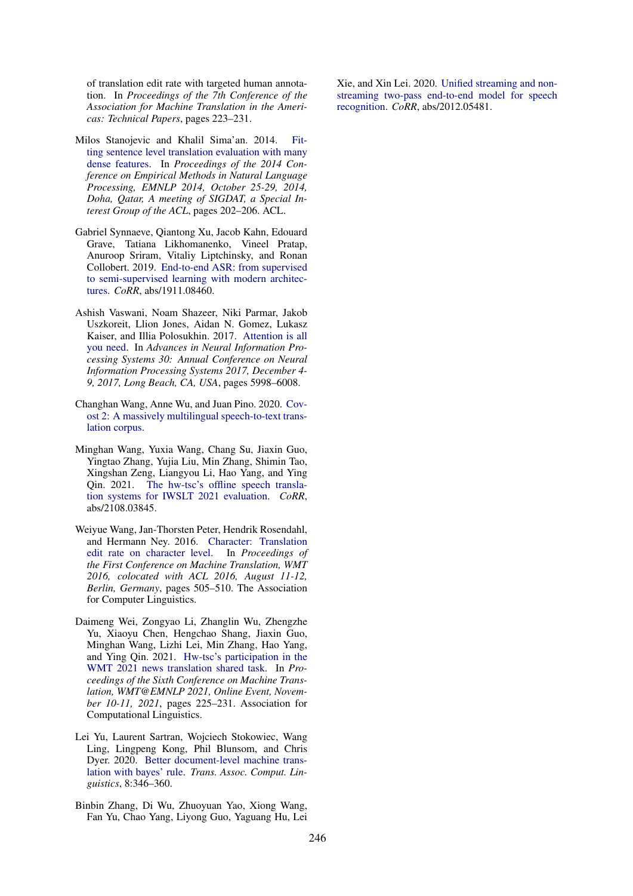of translation edit rate with targeted human annotation. In *Proceedings of the 7th Conference of the Association for Machine Translation in the Americas: Technical Papers*, pages 223–231.

Milos Stanojevic and Khalil Sima'an. 2014. Fitting sentence level translation evaluation with many dense features. In *Proceedings of the 2014 Conference on Empirical Methods in Natural Language Processing, EMNLP 2014, October 25-29, 2014, Doha, Qatar, A meeting of SIGDAT, a Special Interest Group of the ACL*, pages 202–206. ACL.

Gabriel Synnaeve, Qiantong Xu, Jacob Kahn, Edouard Grave, Tatiana Likhomanenko, Vineel Pratap, Anuroop Sriram, Vitaliy Liptchinsky, and Ronan Collobert. 2019. End-to-end ASR: from supervised to semi-supervised learning with modern architectures. *CoRR*, abs/1911.08460.

Ashish Vaswani, Noam Shazeer, Niki Parmar, Jakob Uszkoreit, Llion Jones, Aidan N. Gomez, Lukasz Kaiser, and Illia Polosukhin. 2017. Attention is all you need. In *Advances in Neural Information Processing Systems 30: Annual Conference on Neural Information Processing Systems 2017, December 4-9, 2017, Long Beach, CA, USA*, pages 5998–6008.

Changhan Wang, Anne Wu, and Juan Pino. 2020. Covost 2: A massively multilingual speech-to-text translation corpus.

Minghan Wang, Yuxia Wang, Chang Su, Jiaxin Guo, Yingtao Zhang, Yujia Liu, Min Zhang, Shimin Tao, Xingshan Zeng, Liangyou Li, Hao Yang, and Ying Qin. 2021. The hw-tsc's offline speech translation systems for IWSLT 2021 evaluation. *CoRR*, abs/2108.03845.

Weiyue Wang, Jan-Thorsten Peter, Hendrik Rosendahl, and Hermann Ney. 2016. Character: Translation edit rate on character level. In *Proceedings of the First Conference on Machine Translation, WMT 2016, colocated with ACL 2016, August 11-12, Berlin, Germany*, pages 505–510. The Association for Computer Linguistics.

Daimeng Wei, Zongyao Li, Zhanglin Wu, Zhengzhe Yu, Xiaoyu Chen, Hengchao Shang, Jiaxin Guo, Minghan Wang, Lizhi Lei, Min Zhang, Hao Yang, and Ying Qin. 2021. Hw-tsc's participation in the WMT 2021 news translation shared task. In *Proceedings of the Sixth Conference on Machine Translation, WMT@EMNLP 2021, Online Event, November 10-11, 2021*, pages 225–231. Association for Computational Linguistics.

Lei Yu, Laurent Sartran, Wojciech Stokowiec, Wang Ling, Lingpeng Kong, Phil Blunsom, and Chris Dyer. 2020. Better document-level machine translation with bayes' rule. *Trans. Assoc. Comput. Linguistics*, 8:346–360.

Binbin Zhang, Di Wu, Zhuoyuan Yao, Xiong Wang, Fan Yu, Chao Yang, Liyong Guo, Yaguang Hu, Lei Xie, and Xin Lei. 2020. Unified streaming and non-streaming two-pass end-to-end model for speech recognition. *CoRR*, abs/2012.05481.